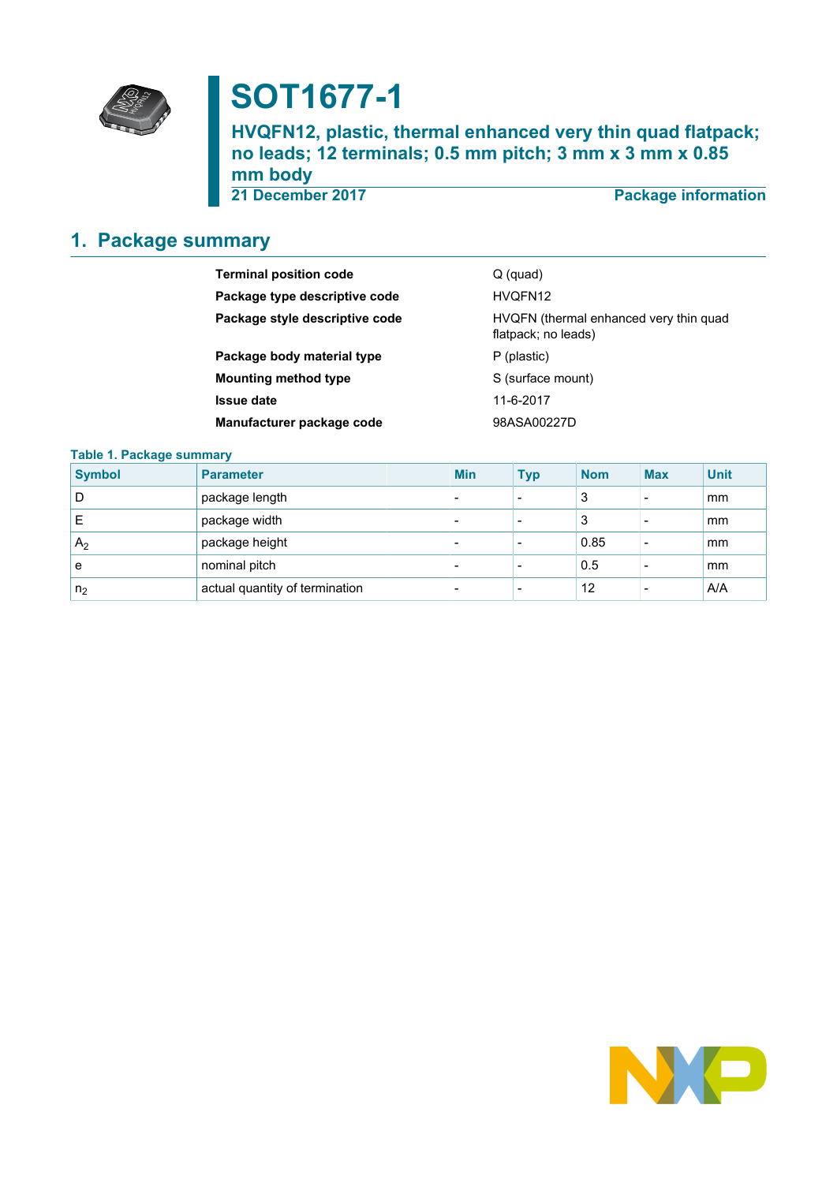# SOT1677-1

## HVQFN12, plastic, thermal enhanced very thin quad flatpack; no leads; 12 terminals; 0.5 mm pitch; 3 mm x 3 mm x 0.85 mm body

**21 December 2017** — **Package information**

## 1. Package summary

| | |
|---|---|
| **Terminal position code** | Q (quad) |
| **Package type descriptive code** | HVQFN12 |
| **Package style descriptive code** | HVQFN (thermal enhanced very thin quad flatpack; no leads) |
| **Package body material type** | P (plastic) |
| **Mounting method type** | S (surface mount) |
| **Issue date** | 11-6-2017 |
| **Manufacturer package code** | 98ASA00227D |

**Table 1. Package summary**

| Symbol | Parameter | Min | Typ | Nom | Max | Unit |
|---|---|---|---|---|---|---|
| D | package length | - | - | 3 | - | mm |
| E | package width | - | - | 3 | - | mm |
| $A_2$ | package height | - | - | 0.85 | - | mm |
| e | nominal pitch | - | - | 0.5 | - | mm |
| $n_2$ | actual quantity of termination | - | - | 12 | - | A/A |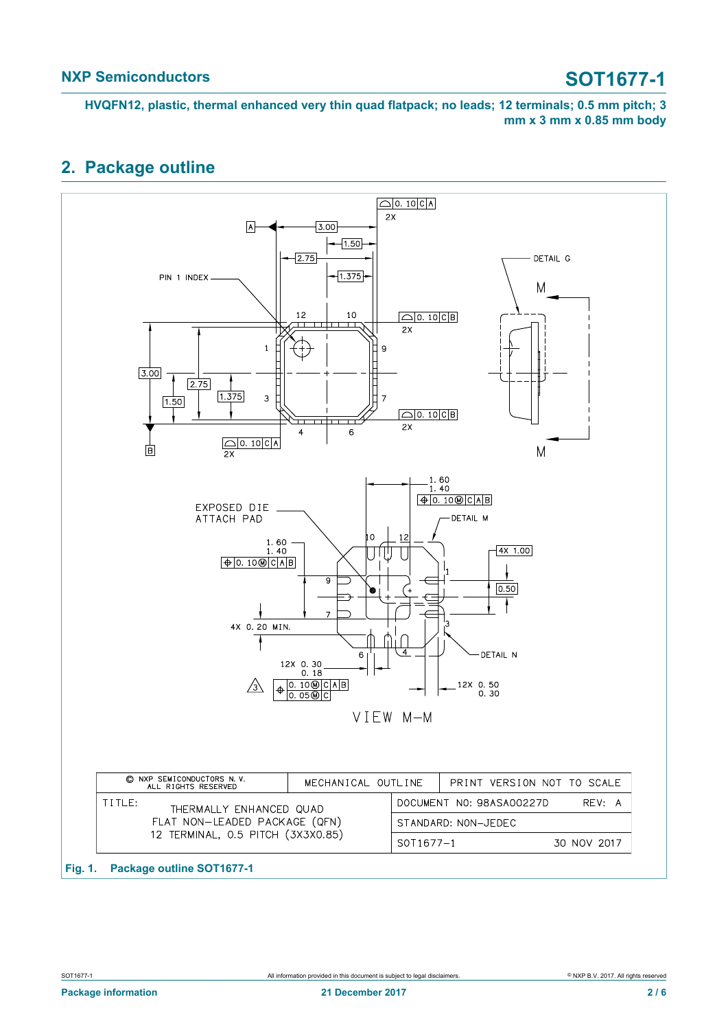## 2. Package outline

| © NXP SEMICONDUCTORS N. V. ALL RIGHTS RESERVED | MECHANICAL OUTLINE | PRINT VERSION NOT TO SCALE |
|---|---|---|
| TITLE: THERMALLY ENHANCED QUAD FLAT NON-LEADED PACKAGE (QFN) 12 TERMINAL, 0.5 PITCH (3X3X0.85) | | DOCUMENT NO: 98ASA00227D REV: A |
| | | STANDARD: NON-JEDEC |
| | | SOT1677-1 30 NOV 2017 |

**Fig. 1. Package outline SOT1677-1**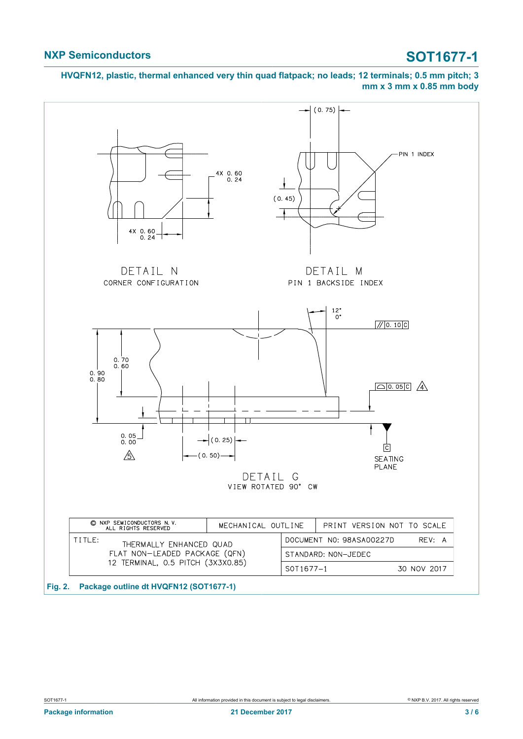HVQFN12, plastic, thermal enhanced very thin quad flatpack; no leads; 12 terminals; 0.5 mm pitch; 3 mm x 3 mm x 0.85 mm body

DETAIL N
CORNER CONFIGURATION

4X 0.60 / 0.24

4X 0.60 / 0.24

DETAIL M
PIN 1 BACKSIDE INDEX

(0.75)

(0.45)

PIN 1 INDEX

DETAIL G
VIEW ROTATED 90° CW

12° / 0°

// 0.10 C

0.70 / 0.60

0.90 / 0.80

0.05 C 4

0.05 / 0.00 5

(0.25)

(0.50)

C
SEATING PLANE

| © NXP SEMICONDUCTORS N. V. ALL RIGHTS RESERVED | MECHANICAL OUTLINE | PRINT VERSION NOT TO SCALE |
|---|---|---|
| TITLE: THERMALLY ENHANCED QUAD FLAT NON-LEADED PACKAGE (QFN) 12 TERMINAL, 0.5 PITCH (3X3X0.85) | DOCUMENT NO: 98ASA00227D | REV: A |
| | STANDARD: NON-JEDEC | |
| | SOT1677-1 | 30 NOV 2017 |

**Fig. 2. Package outline dt HVQFN12 (SOT1677-1)**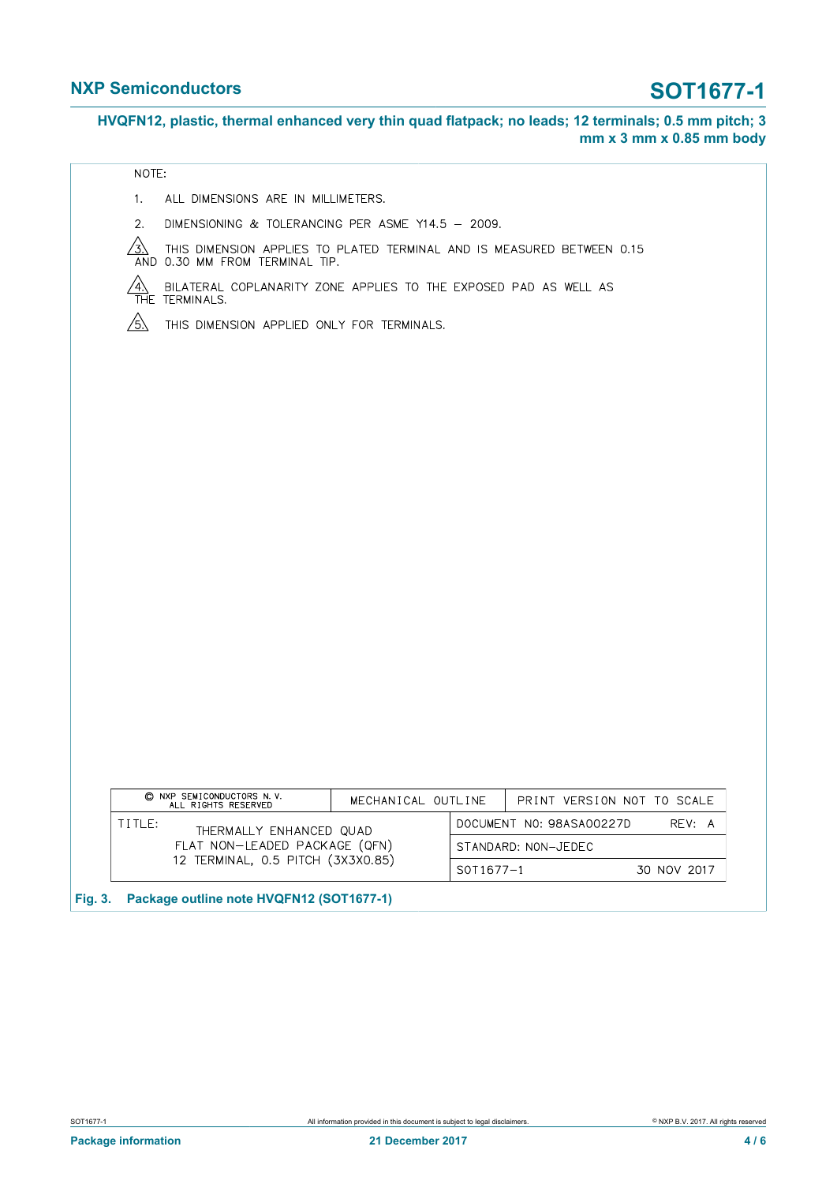NOTE:

1. ALL DIMENSIONS ARE IN MILLIMETERS.

2. DIMENSIONING & TOLERANCING PER ASME Y14.5 – 2009.

3. THIS DIMENSION APPLIES TO PLATED TERMINAL AND IS MEASURED BETWEEN 0.15 AND 0.30 MM FROM TERMINAL TIP.

4. BILATERAL COPLANARITY ZONE APPLIES TO THE EXPOSED PAD AS WELL AS THE TERMINALS.

5. THIS DIMENSION APPLIED ONLY FOR TERMINALS.

| © NXP SEMICONDUCTORS N. V. ALL RIGHTS RESERVED | MECHANICAL OUTLINE | PRINT VERSION NOT TO SCALE |
|---|---|---|
| TITLE: THERMALLY ENHANCED QUAD FLAT NON-LEADED PACKAGE (QFN) 12 TERMINAL, 0.5 PITCH (3X3X0.85) | DOCUMENT NO: 98ASA00227D | REV: A |
| | STANDARD: NON-JEDEC | |
| | SOT1677-1 | 30 NOV 2017 |

**Fig. 3. Package outline note HVQFN12 (SOT1677-1)**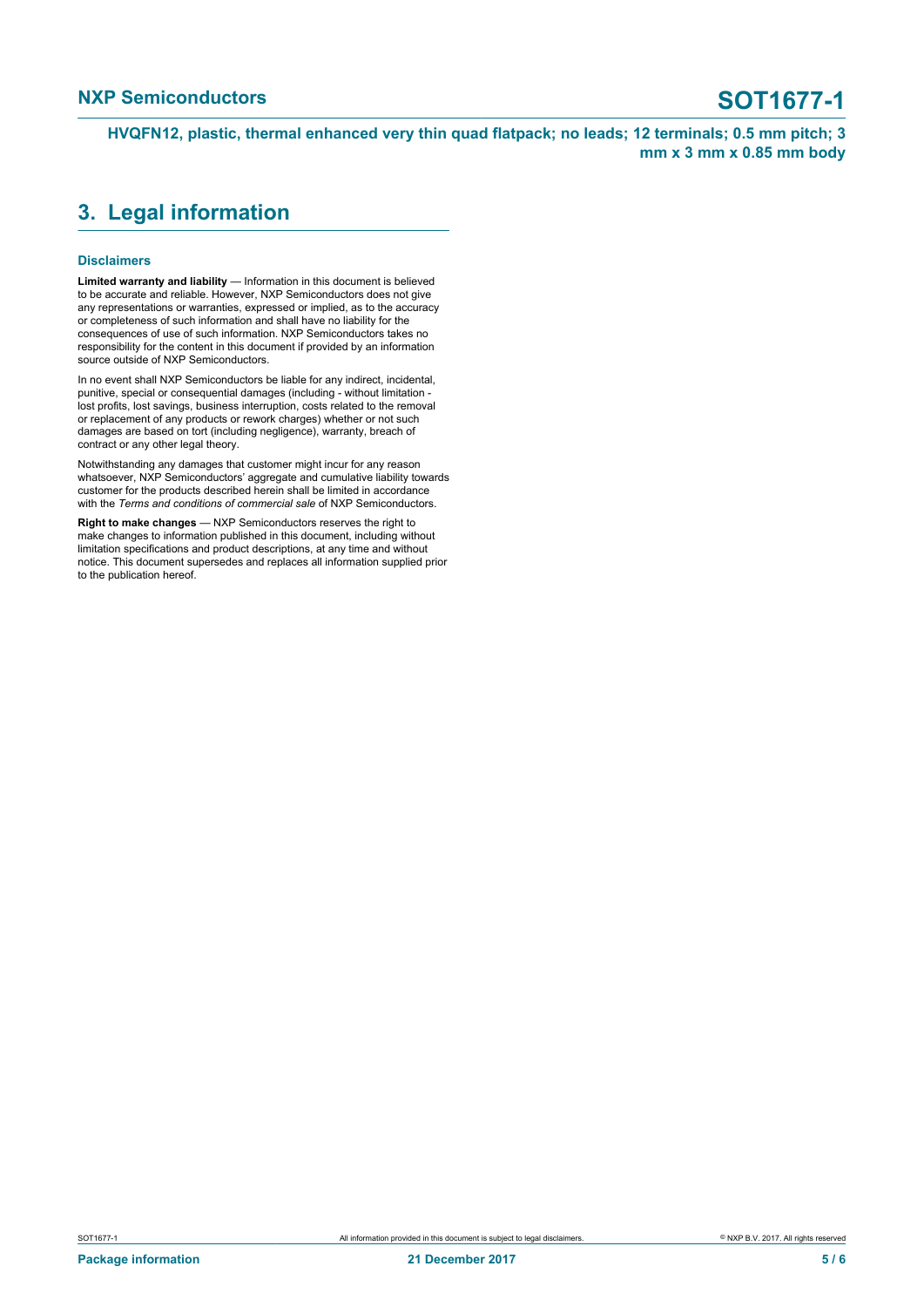## 3. Legal information

### Disclaimers

**Limited warranty and liability** — Information in this document is believed to be accurate and reliable. However, NXP Semiconductors does not give any representations or warranties, expressed or implied, as to the accuracy or completeness of such information and shall have no liability for the consequences of use of such information. NXP Semiconductors takes no responsibility for the content in this document if provided by an information source outside of NXP Semiconductors.

In no event shall NXP Semiconductors be liable for any indirect, incidental, punitive, special or consequential damages (including - without limitation - lost profits, lost savings, business interruption, costs related to the removal or replacement of any products or rework charges) whether or not such damages are based on tort (including negligence), warranty, breach of contract or any other legal theory.

Notwithstanding any damages that customer might incur for any reason whatsoever, NXP Semiconductors' aggregate and cumulative liability towards customer for the products described herein shall be limited in accordance with the *Terms and conditions of commercial sale* of NXP Semiconductors.

**Right to make changes** — NXP Semiconductors reserves the right to make changes to information published in this document, including without limitation specifications and product descriptions, at any time and without notice. This document supersedes and replaces all information supplied prior to the publication hereof.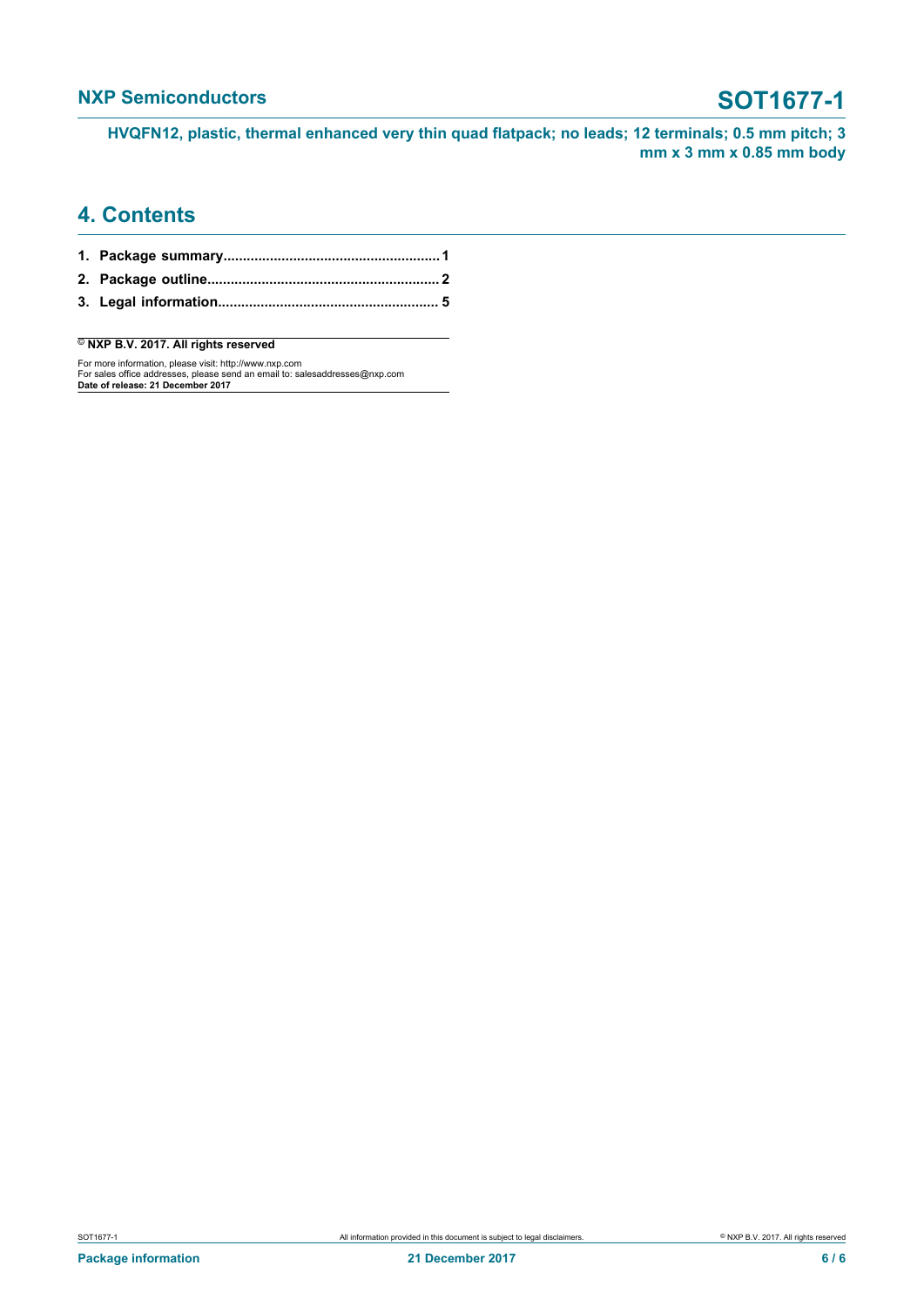## 4. Contents

1. Package summary........................................................1
2. Package outline............................................................2
3. Legal information.........................................................5

**© NXP B.V. 2017. All rights reserved**

For more information, please visit: http://www.nxp.com
For sales office addresses, please send an email to: salesaddresses@nxp.com
**Date of release: 21 December 2017**